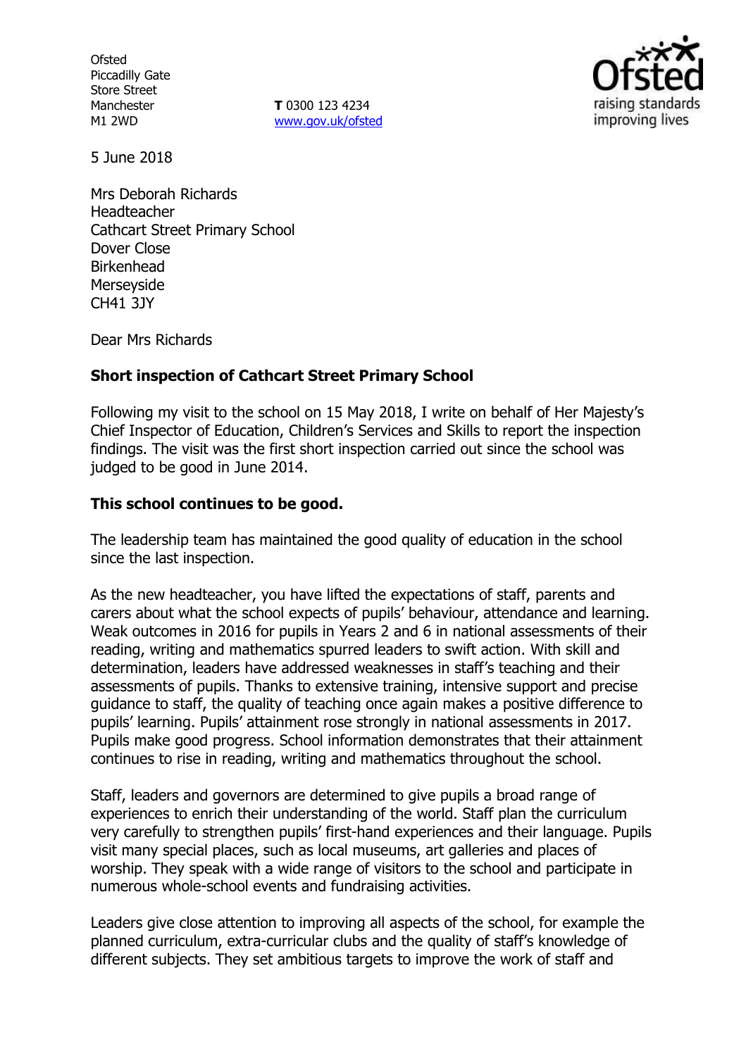Ofsted
Piccadilly Gate
Store Street
Manchester
M1 2WD

**T** 0300 123 4234
www.gov.uk/ofsted

5 June 2018

Mrs Deborah Richards
Headteacher
Cathcart Street Primary School
Dover Close
Birkenhead
Merseyside
CH41 3JY

Dear Mrs Richards

**Short inspection of Cathcart Street Primary School**

Following my visit to the school on 15 May 2018, I write on behalf of Her Majesty's Chief Inspector of Education, Children's Services and Skills to report the inspection findings. The visit was the first short inspection carried out since the school was judged to be good in June 2014.

**This school continues to be good.**

The leadership team has maintained the good quality of education in the school since the last inspection.

As the new headteacher, you have lifted the expectations of staff, parents and carers about what the school expects of pupils' behaviour, attendance and learning. Weak outcomes in 2016 for pupils in Years 2 and 6 in national assessments of their reading, writing and mathematics spurred leaders to swift action. With skill and determination, leaders have addressed weaknesses in staff's teaching and their assessments of pupils. Thanks to extensive training, intensive support and precise guidance to staff, the quality of teaching once again makes a positive difference to pupils' learning. Pupils' attainment rose strongly in national assessments in 2017. Pupils make good progress. School information demonstrates that their attainment continues to rise in reading, writing and mathematics throughout the school.

Staff, leaders and governors are determined to give pupils a broad range of experiences to enrich their understanding of the world. Staff plan the curriculum very carefully to strengthen pupils' first-hand experiences and their language. Pupils visit many special places, such as local museums, art galleries and places of worship. They speak with a wide range of visitors to the school and participate in numerous whole-school events and fundraising activities.

Leaders give close attention to improving all aspects of the school, for example the planned curriculum, extra-curricular clubs and the quality of staff's knowledge of different subjects. They set ambitious targets to improve the work of staff and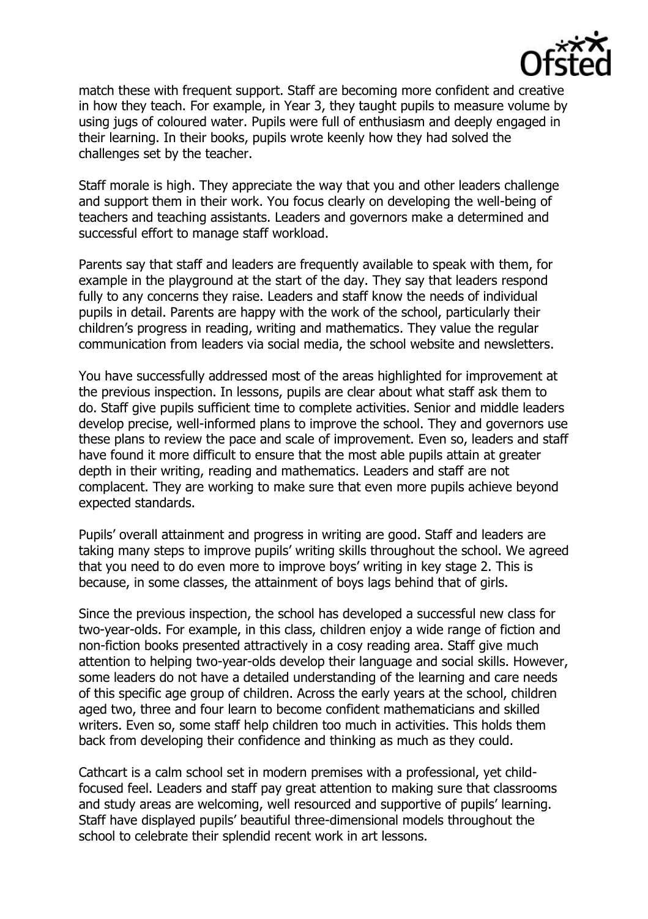match these with frequent support. Staff are becoming more confident and creative in how they teach. For example, in Year 3, they taught pupils to measure volume by using jugs of coloured water. Pupils were full of enthusiasm and deeply engaged in their learning. In their books, pupils wrote keenly how they had solved the challenges set by the teacher.

Staff morale is high. They appreciate the way that you and other leaders challenge and support them in their work. You focus clearly on developing the well-being of teachers and teaching assistants. Leaders and governors make a determined and successful effort to manage staff workload.

Parents say that staff and leaders are frequently available to speak with them, for example in the playground at the start of the day. They say that leaders respond fully to any concerns they raise. Leaders and staff know the needs of individual pupils in detail. Parents are happy with the work of the school, particularly their children's progress in reading, writing and mathematics. They value the regular communication from leaders via social media, the school website and newsletters.

You have successfully addressed most of the areas highlighted for improvement at the previous inspection. In lessons, pupils are clear about what staff ask them to do. Staff give pupils sufficient time to complete activities. Senior and middle leaders develop precise, well-informed plans to improve the school. They and governors use these plans to review the pace and scale of improvement. Even so, leaders and staff have found it more difficult to ensure that the most able pupils attain at greater depth in their writing, reading and mathematics. Leaders and staff are not complacent. They are working to make sure that even more pupils achieve beyond expected standards.

Pupils' overall attainment and progress in writing are good. Staff and leaders are taking many steps to improve pupils' writing skills throughout the school. We agreed that you need to do even more to improve boys' writing in key stage 2. This is because, in some classes, the attainment of boys lags behind that of girls.

Since the previous inspection, the school has developed a successful new class for two-year-olds. For example, in this class, children enjoy a wide range of fiction and non-fiction books presented attractively in a cosy reading area. Staff give much attention to helping two-year-olds develop their language and social skills. However, some leaders do not have a detailed understanding of the learning and care needs of this specific age group of children. Across the early years at the school, children aged two, three and four learn to become confident mathematicians and skilled writers. Even so, some staff help children too much in activities. This holds them back from developing their confidence and thinking as much as they could.

Cathcart is a calm school set in modern premises with a professional, yet child-focused feel. Leaders and staff pay great attention to making sure that classrooms and study areas are welcoming, well resourced and supportive of pupils' learning. Staff have displayed pupils' beautiful three-dimensional models throughout the school to celebrate their splendid recent work in art lessons.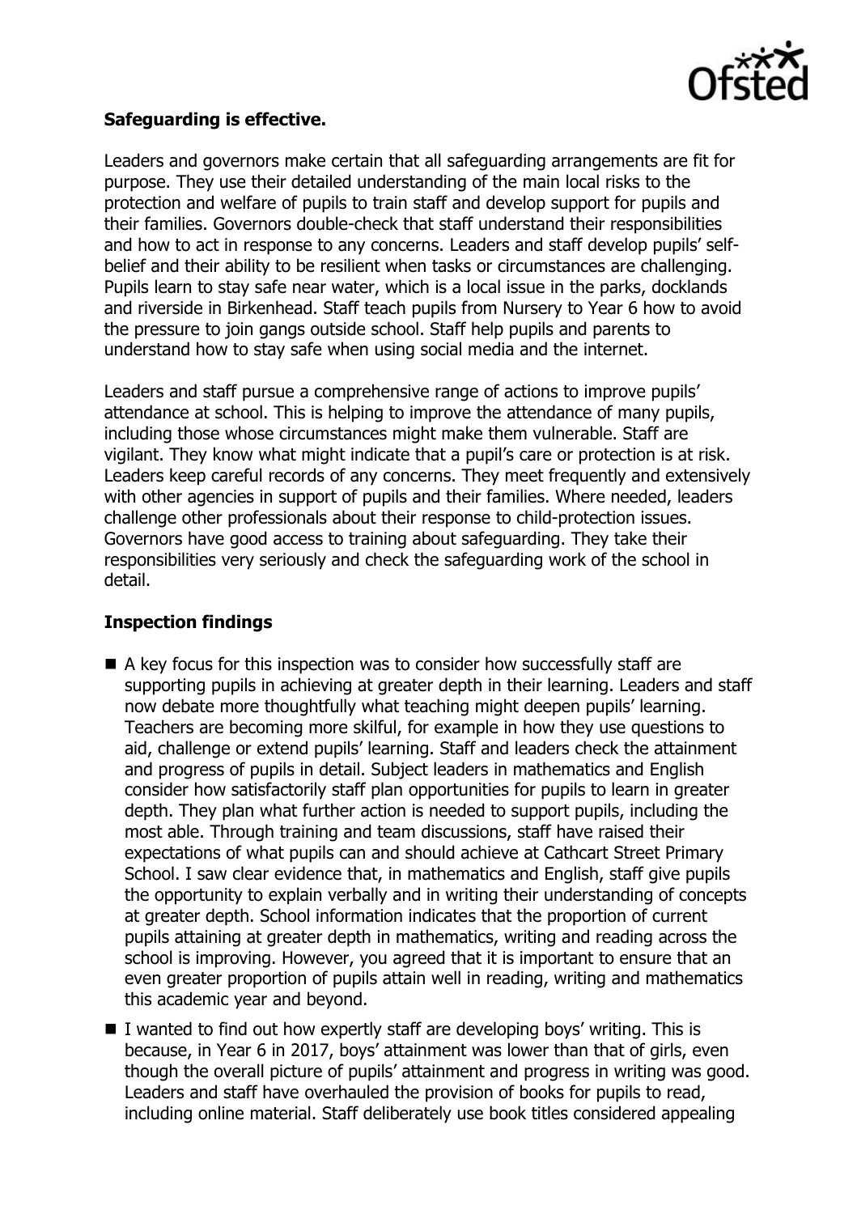**Safeguarding is effective.**

Leaders and governors make certain that all safeguarding arrangements are fit for purpose. They use their detailed understanding of the main local risks to the protection and welfare of pupils to train staff and develop support for pupils and their families. Governors double-check that staff understand their responsibilities and how to act in response to any concerns. Leaders and staff develop pupils' self-belief and their ability to be resilient when tasks or circumstances are challenging. Pupils learn to stay safe near water, which is a local issue in the parks, docklands and riverside in Birkenhead. Staff teach pupils from Nursery to Year 6 how to avoid the pressure to join gangs outside school. Staff help pupils and parents to understand how to stay safe when using social media and the internet.

Leaders and staff pursue a comprehensive range of actions to improve pupils' attendance at school. This is helping to improve the attendance of many pupils, including those whose circumstances might make them vulnerable. Staff are vigilant. They know what might indicate that a pupil's care or protection is at risk. Leaders keep careful records of any concerns. They meet frequently and extensively with other agencies in support of pupils and their families. Where needed, leaders challenge other professionals about their response to child-protection issues. Governors have good access to training about safeguarding. They take their responsibilities very seriously and check the safeguarding work of the school in detail.

## Inspection findings

- A key focus for this inspection was to consider how successfully staff are supporting pupils in achieving at greater depth in their learning. Leaders and staff now debate more thoughtfully what teaching might deepen pupils' learning. Teachers are becoming more skilful, for example in how they use questions to aid, challenge or extend pupils' learning. Staff and leaders check the attainment and progress of pupils in detail. Subject leaders in mathematics and English consider how satisfactorily staff plan opportunities for pupils to learn in greater depth. They plan what further action is needed to support pupils, including the most able. Through training and team discussions, staff have raised their expectations of what pupils can and should achieve at Cathcart Street Primary School. I saw clear evidence that, in mathematics and English, staff give pupils the opportunity to explain verbally and in writing their understanding of concepts at greater depth. School information indicates that the proportion of current pupils attaining at greater depth in mathematics, writing and reading across the school is improving. However, you agreed that it is important to ensure that an even greater proportion of pupils attain well in reading, writing and mathematics this academic year and beyond.
- I wanted to find out how expertly staff are developing boys' writing. This is because, in Year 6 in 2017, boys' attainment was lower than that of girls, even though the overall picture of pupils' attainment and progress in writing was good. Leaders and staff have overhauled the provision of books for pupils to read, including online material. Staff deliberately use book titles considered appealing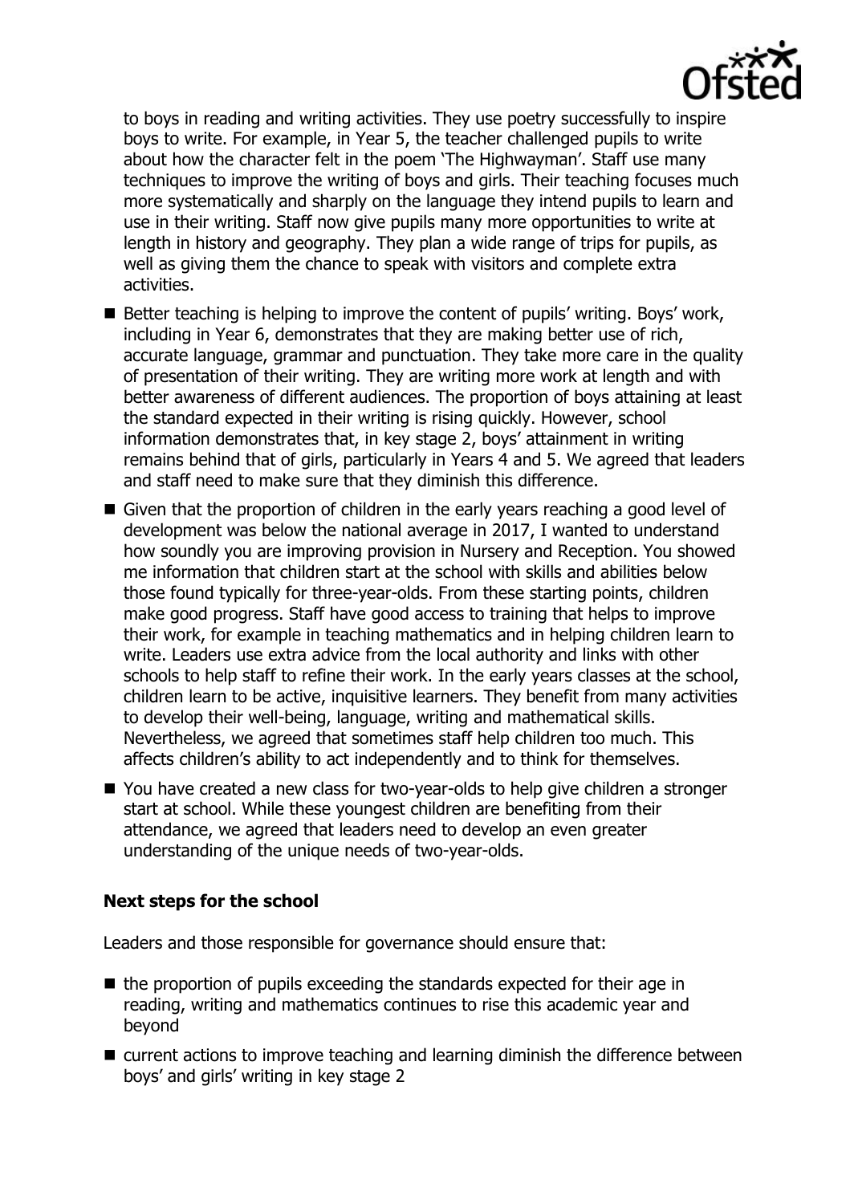to boys in reading and writing activities. They use poetry successfully to inspire boys to write. For example, in Year 5, the teacher challenged pupils to write about how the character felt in the poem 'The Highwayman'. Staff use many techniques to improve the writing of boys and girls. Their teaching focuses much more systematically and sharply on the language they intend pupils to learn and use in their writing. Staff now give pupils many more opportunities to write at length in history and geography. They plan a wide range of trips for pupils, as well as giving them the chance to speak with visitors and complete extra activities.

- Better teaching is helping to improve the content of pupils' writing. Boys' work, including in Year 6, demonstrates that they are making better use of rich, accurate language, grammar and punctuation. They take more care in the quality of presentation of their writing. They are writing more work at length and with better awareness of different audiences. The proportion of boys attaining at least the standard expected in their writing is rising quickly. However, school information demonstrates that, in key stage 2, boys' attainment in writing remains behind that of girls, particularly in Years 4 and 5. We agreed that leaders and staff need to make sure that they diminish this difference.
- Given that the proportion of children in the early years reaching a good level of development was below the national average in 2017, I wanted to understand how soundly you are improving provision in Nursery and Reception. You showed me information that children start at the school with skills and abilities below those found typically for three-year-olds. From these starting points, children make good progress. Staff have good access to training that helps to improve their work, for example in teaching mathematics and in helping children learn to write. Leaders use extra advice from the local authority and links with other schools to help staff to refine their work. In the early years classes at the school, children learn to be active, inquisitive learners. They benefit from many activities to develop their well-being, language, writing and mathematical skills. Nevertheless, we agreed that sometimes staff help children too much. This affects children's ability to act independently and to think for themselves.
- You have created a new class for two-year-olds to help give children a stronger start at school. While these youngest children are benefiting from their attendance, we agreed that leaders need to develop an even greater understanding of the unique needs of two-year-olds.

**Next steps for the school**

Leaders and those responsible for governance should ensure that:

- the proportion of pupils exceeding the standards expected for their age in reading, writing and mathematics continues to rise this academic year and beyond
- current actions to improve teaching and learning diminish the difference between boys' and girls' writing in key stage 2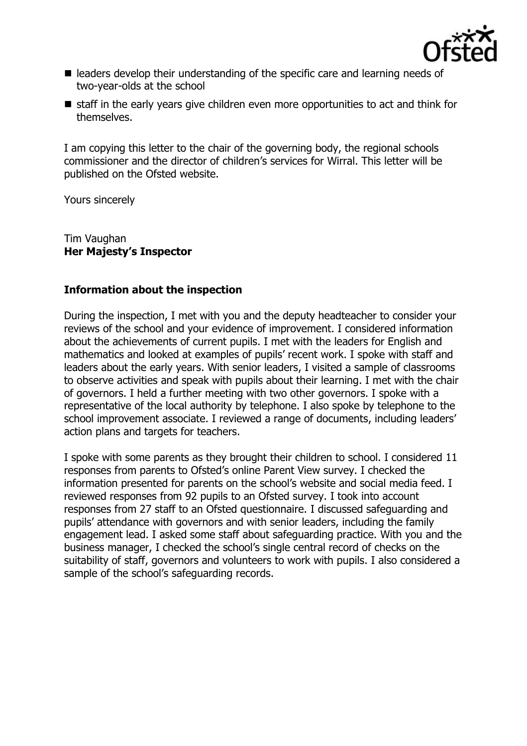- leaders develop their understanding of the specific care and learning needs of two-year-olds at the school
- staff in the early years give children even more opportunities to act and think for themselves.

I am copying this letter to the chair of the governing body, the regional schools commissioner and the director of children's services for Wirral. This letter will be published on the Ofsted website.

Yours sincerely

Tim Vaughan
**Her Majesty's Inspector**

### Information about the inspection

During the inspection, I met with you and the deputy headteacher to consider your reviews of the school and your evidence of improvement. I considered information about the achievements of current pupils. I met with the leaders for English and mathematics and looked at examples of pupils' recent work. I spoke with staff and leaders about the early years. With senior leaders, I visited a sample of classrooms to observe activities and speak with pupils about their learning. I met with the chair of governors. I held a further meeting with two other governors. I spoke with a representative of the local authority by telephone. I also spoke by telephone to the school improvement associate. I reviewed a range of documents, including leaders' action plans and targets for teachers.

I spoke with some parents as they brought their children to school. I considered 11 responses from parents to Ofsted's online Parent View survey. I checked the information presented for parents on the school's website and social media feed. I reviewed responses from 92 pupils to an Ofsted survey. I took into account responses from 27 staff to an Ofsted questionnaire. I discussed safeguarding and pupils' attendance with governors and with senior leaders, including the family engagement lead. I asked some staff about safeguarding practice. With you and the business manager, I checked the school's single central record of checks on the suitability of staff, governors and volunteers to work with pupils. I also considered a sample of the school's safeguarding records.